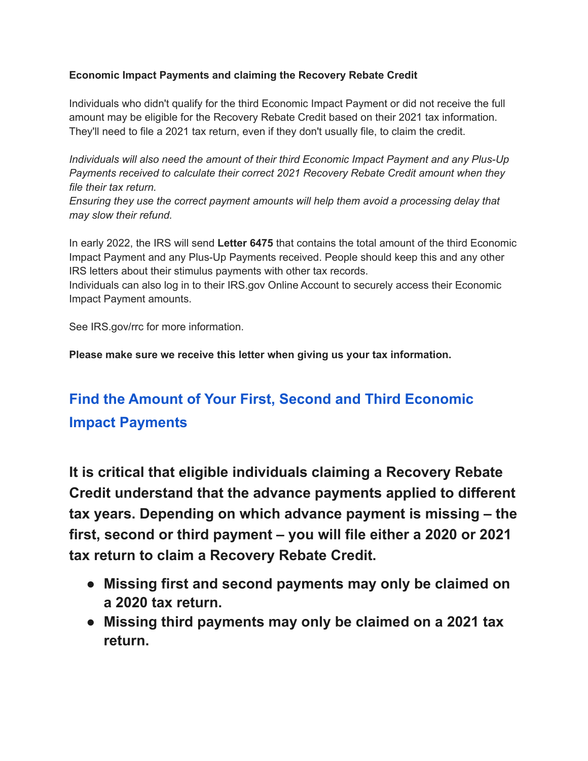**Economic Impact Payments and claiming the Recovery Rebate Credit**

Individuals who didn't qualify for the third Economic Impact Payment or did not receive the full amount may be eligible for the Recovery Rebate Credit based on their 2021 tax information. They'll need to file a 2021 tax return, even if they don't usually file, to claim the credit.

*Individuals will also need the amount of their third Economic Impact Payment and any Plus-Up Payments received to calculate their correct 2021 Recovery Rebate Credit amount when they file their tax return.*
*Ensuring they use the correct payment amounts will help them avoid a processing delay that may slow their refund.*

In early 2022, the IRS will send **Letter 6475** that contains the total amount of the third Economic Impact Payment and any Plus-Up Payments received. People should keep this and any other IRS letters about their stimulus payments with other tax records.
Individuals can also log in to their IRS.gov Online Account to securely access their Economic Impact Payment amounts.

See IRS.gov/rrc for more information.

**Please make sure we receive this letter when giving us your tax information.**

## Find the Amount of Your First, Second and Third Economic Impact Payments

### It is critical that eligible individuals claiming a Recovery Rebate Credit understand that the advance payments applied to different tax years. Depending on which advance payment is missing – the first, second or third payment – you will file either a 2020 or 2021 tax return to claim a Recovery Rebate Credit.

- **Missing first and second payments may only be claimed on a 2020 tax return.**
- **Missing third payments may only be claimed on a 2021 tax return.**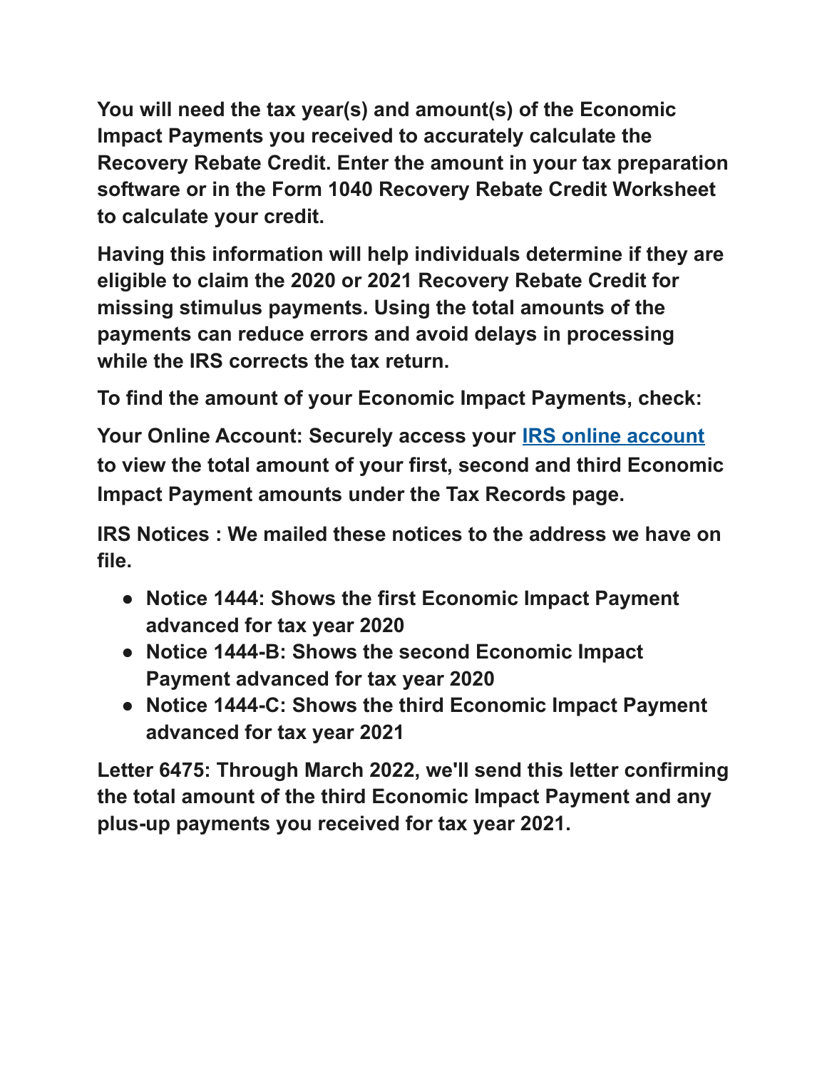**You will need the tax year(s) and amount(s) of the Economic Impact Payments you received to accurately calculate the Recovery Rebate Credit. Enter the amount in your tax preparation software or in the Form 1040 Recovery Rebate Credit Worksheet to calculate your credit.**

**Having this information will help individuals determine if they are eligible to claim the 2020 or 2021 Recovery Rebate Credit for missing stimulus payments. Using the total amounts of the payments can reduce errors and avoid delays in processing while the IRS corrects the tax return.**

**To find the amount of your Economic Impact Payments, check:**

**Your Online Account: Securely access your [IRS online account] to view the total amount of your first, second and third Economic Impact Payment amounts under the Tax Records page.**

**IRS Notices : We mailed these notices to the address we have on file.**

- **Notice 1444: Shows the first Economic Impact Payment advanced for tax year 2020**
- **Notice 1444-B: Shows the second Economic Impact Payment advanced for tax year 2020**
- **Notice 1444-C: Shows the third Economic Impact Payment advanced for tax year 2021**

**Letter 6475: Through March 2022, we'll send this letter confirming the total amount of the third Economic Impact Payment and any plus-up payments you received for tax year 2021.**